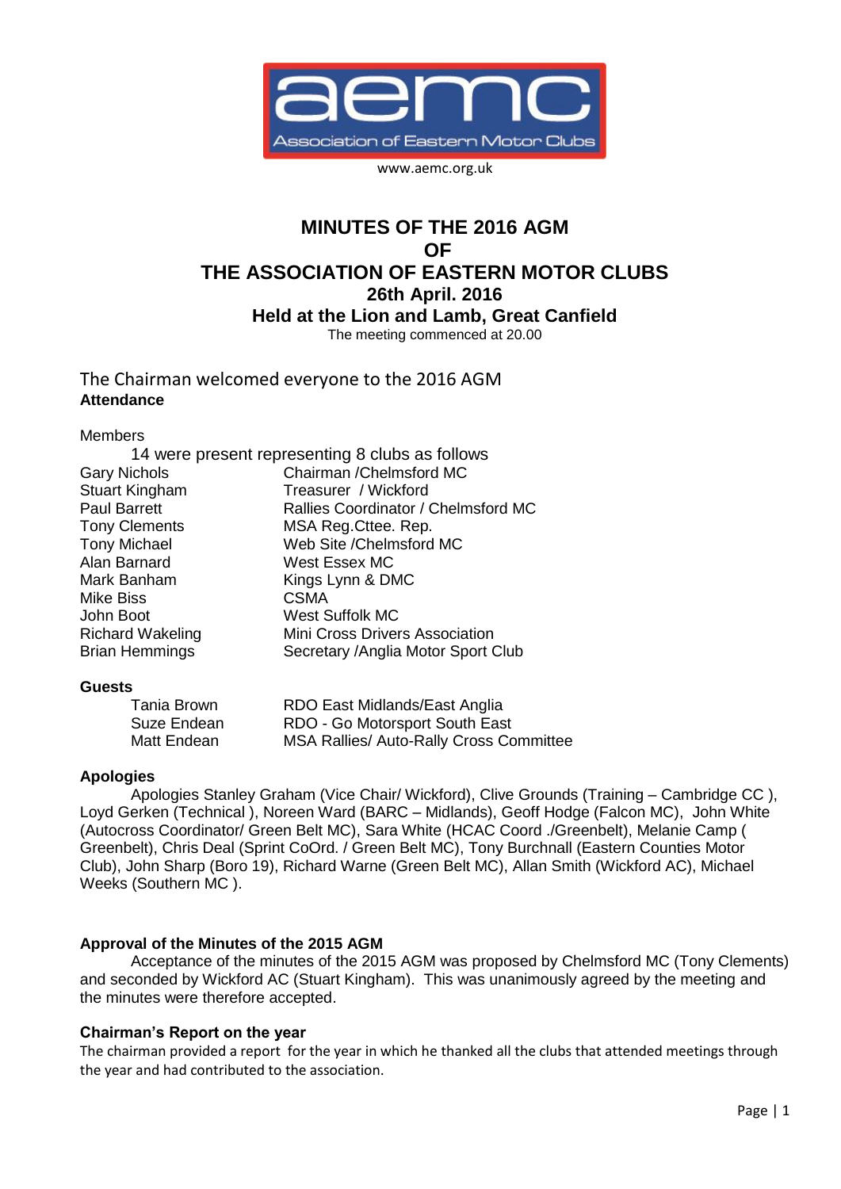aemc

Association of Eastern Motor Clubs

www.aemc.org.uk

# MINUTES OF THE 2016 AGM
# OF
# THE ASSOCIATION OF EASTERN MOTOR CLUBS

**26th April. 2016**

**Held at the Lion and Lamb, Great Canfield**

The meeting commenced at 20.00

The Chairman welcomed everyone to the 2016 AGM

**Attendance**

Members

14 were present representing 8 clubs as follows

| | |
|---|---|
| Gary Nichols | Chairman /Chelmsford MC |
| Stuart Kingham | Treasurer / Wickford |
| Paul Barrett | Rallies Coordinator / Chelmsford MC |
| Tony Clements | MSA Reg.Cttee. Rep. |
| Tony Michael | Web Site /Chelmsford MC |
| Alan Barnard | West Essex MC |
| Mark Banham | Kings Lynn & DMC |
| Mike Biss | CSMA |
| John Boot | West Suffolk MC |
| Richard Wakeling | Mini Cross Drivers Association |
| Brian Hemmings | Secretary /Anglia Motor Sport Club |

**Guests**

| | |
|---|---|
| Tania Brown | RDO East Midlands/East Anglia |
| Suze Endean | RDO - Go Motorsport South East |
| Matt Endean | MSA Rallies/ Auto-Rally Cross Committee |

**Apologies**

Apologies Stanley Graham (Vice Chair/ Wickford), Clive Grounds (Training – Cambridge CC ), Loyd Gerken (Technical ), Noreen Ward (BARC – Midlands), Geoff Hodge (Falcon MC), John White (Autocross Coordinator/ Green Belt MC), Sara White (HCAC Coord ./Greenbelt), Melanie Camp ( Greenbelt), Chris Deal (Sprint CoOrd. / Green Belt MC), Tony Burchnall (Eastern Counties Motor Club), John Sharp (Boro 19), Richard Warne (Green Belt MC), Allan Smith (Wickford AC), Michael Weeks (Southern MC ).

**Approval of the Minutes of the 2015 AGM**

Acceptance of the minutes of the 2015 AGM was proposed by Chelmsford MC (Tony Clements) and seconded by Wickford AC (Stuart Kingham). This was unanimously agreed by the meeting and the minutes were therefore accepted.

**Chairman's Report on the year**

The chairman provided a report for the year in which he thanked all the clubs that attended meetings through the year and had contributed to the association.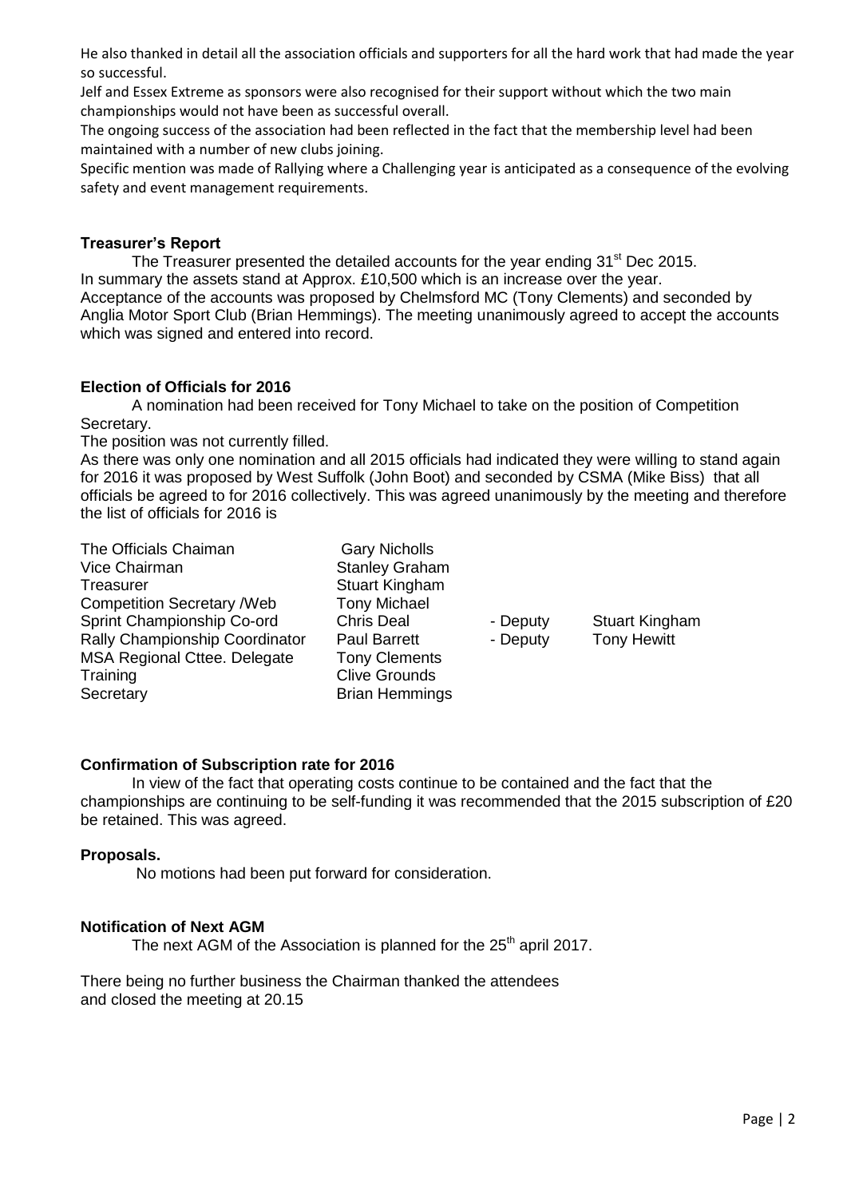He also thanked in detail all the association officials and supporters for all the hard work that had made the year so successful.

Jelf and Essex Extreme as sponsors were also recognised for their support without which the two main championships would not have been as successful overall.

The ongoing success of the association had been reflected in the fact that the membership level had been maintained with a number of new clubs joining.

Specific mention was made of Rallying where a Challenging year is anticipated as a consequence of the evolving safety and event management requirements.

**Treasurer's Report**

The Treasurer presented the detailed accounts for the year ending 31st Dec 2015.
In summary the assets stand at Approx. £10,500 which is an increase over the year.
Acceptance of the accounts was proposed by Chelmsford MC (Tony Clements) and seconded by Anglia Motor Sport Club (Brian Hemmings). The meeting unanimously agreed to accept the accounts which was signed and entered into record.

**Election of Officials for 2016**

A nomination had been received for Tony Michael to take on the position of Competition Secretary.

The position was not currently filled.

As there was only one nomination and all 2015 officials had indicated they were willing to stand again for 2016 it was proposed by West Suffolk (John Boot) and seconded by CSMA (Mike Biss) that all officials be agreed to for 2016 collectively. This was agreed unanimously by the meeting and therefore the list of officials for 2016 is

| | | | |
|---|---|---|---|
| The Officials Chaiman | Gary Nicholls | | |
| Vice Chairman | Stanley Graham | | |
| Treasurer | Stuart Kingham | | |
| Competition Secretary /Web | Tony Michael | | |
| Sprint Championship Co-ord | Chris Deal | - Deputy | Stuart Kingham |
| Rally Championship Coordinator | Paul Barrett | - Deputy | Tony Hewitt |
| MSA Regional Cttee. Delegate | Tony Clements | | |
| Training | Clive Grounds | | |
| Secretary | Brian Hemmings | | |

**Confirmation of Subscription rate for 2016**

In view of the fact that operating costs continue to be contained and the fact that the championships are continuing to be self-funding it was recommended that the 2015 subscription of £20 be retained. This was agreed.

**Proposals.**

No motions had been put forward for consideration.

**Notification of Next AGM**

The next AGM of the Association is planned for the 25th april 2017.

There being no further business the Chairman thanked the attendees and closed the meeting at 20.15